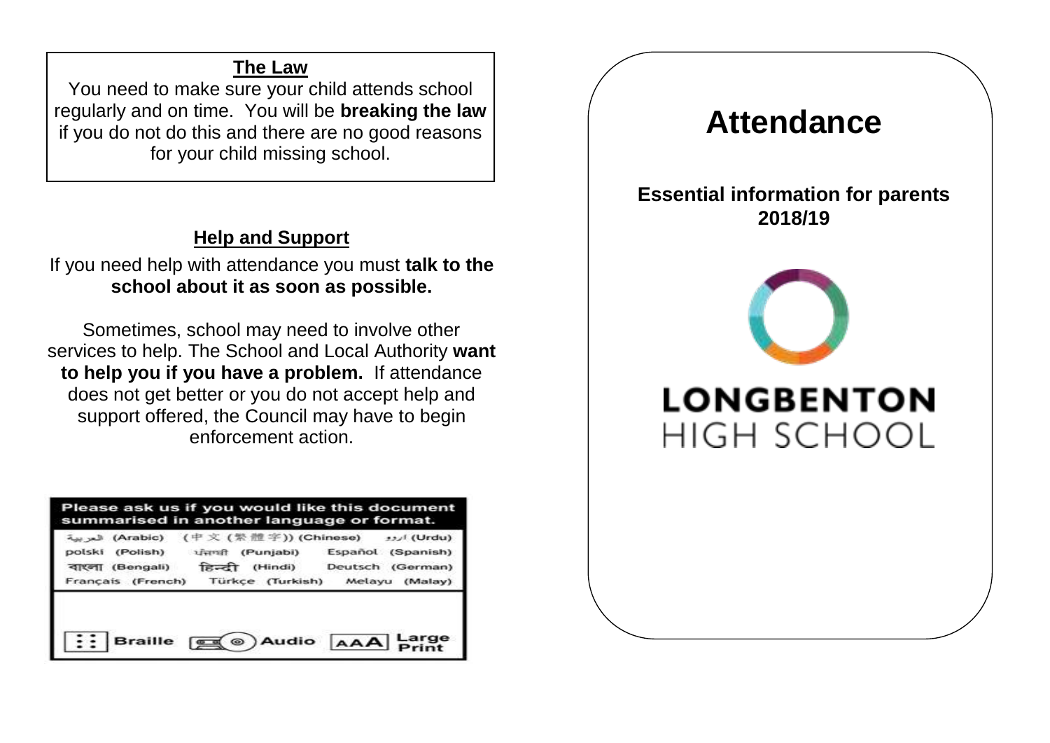## The Law

You need to make sure your child attends school regularly and on time. You will be **breaking the law** if you do not do this and there are no good reasons for your child missing school.

## Help and Support

If you need help with attendance you must **talk to the school about it as soon as possible.**

Sometimes, school may need to involve other services to help. The School and Local Authority **want to help you if you have a problem.** If attendance does not get better or you do not accept help and support offered, the Council may have to begin enforcement action.

**Please ask us if you would like this document summarised in another language or format.**

| | | |
|---|---|---|
| العربية (Arabic) | (中文 (繁體字)) (Chinese) | اردو (Urdu) |
| polski (Polish) | ਪੰਜਾਬੀ (Punjabi) | Español (Spanish) |
| বাংলা (Bengali) | हिन्दी (Hindi) | Deutsch (German) |
| Français (French) | Türkçe (Turkish) | Melayu (Malay) |

Braille | Audio | Large Print

# Attendance

**Essential information for parents 2018/19**

**LONGBENTON**
HIGH SCHOOL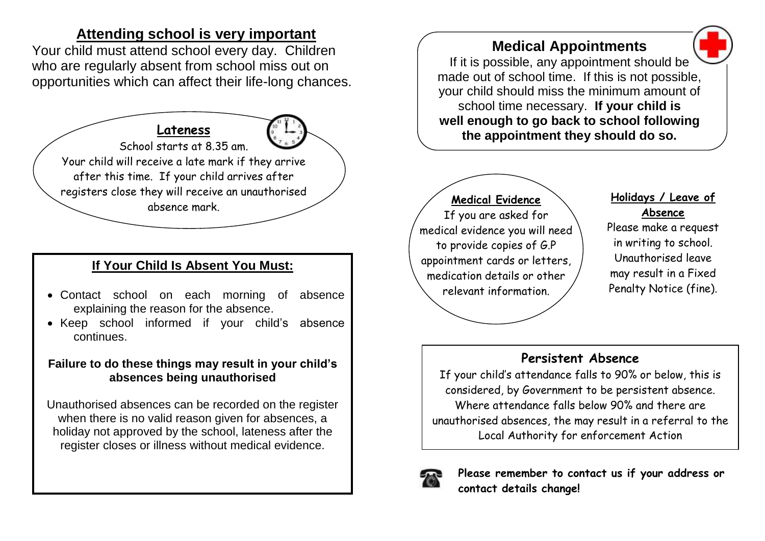## Attending school is very important

Your child must attend school every day. Children who are regularly absent from school miss out on opportunities which can affect their life-long chances.

### Lateness

School starts at 8.35 am.
Your child will receive a late mark if they arrive after this time. If your child arrives after registers close they will receive an unauthorised absence mark.

### If Your Child Is Absent You Must:

- Contact school on each morning of absence explaining the reason for the absence.
- Keep school informed if your child's absence continues.

**Failure to do these things may result in your child's absences being unauthorised**

Unauthorised absences can be recorded on the register when there is no valid reason given for absences, a holiday not approved by the school, lateness after the register closes or illness without medical evidence.

### Medical Appointments

If it is possible, any appointment should be made out of school time. If this is not possible, your child should miss the minimum amount of school time necessary. **If your child is well enough to go back to school following the appointment they should do so.**

### Medical Evidence

If you are asked for medical evidence you will need to provide copies of G.P appointment cards or letters, medication details or other relevant information.

### Holidays / Leave of Absence

Please make a request in writing to school. Unauthorised leave may result in a Fixed Penalty Notice (fine).

### Persistent Absence

If your child's attendance falls to 90% or below, this is considered, by Government to be persistent absence. Where attendance falls below 90% and there are unauthorised absences, the may result in a referral to the Local Authority for enforcement Action

**Please remember to contact us if your address or contact details change!**